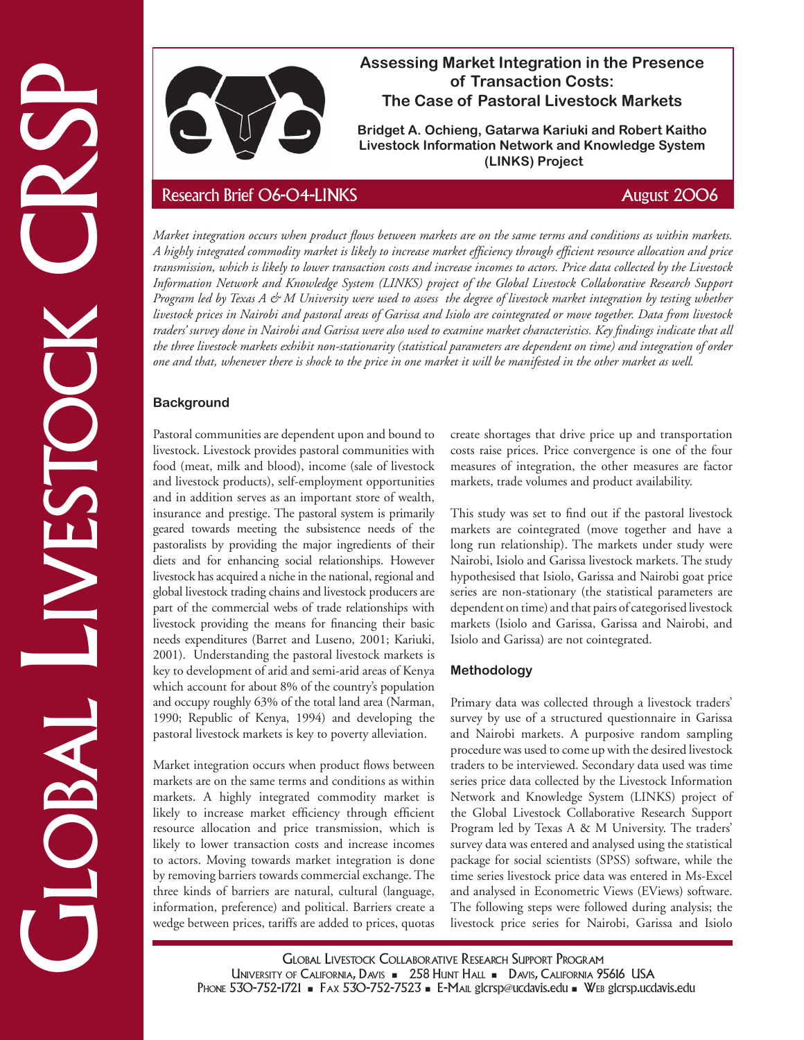# Assessing Market Integration in the Presence of Transaction Costs: The Case of Pastoral Livestock Markets

**Bridget A. Ochieng, Gatarwa Kariuki and Robert Kaitho**
**Livestock Information Network and Knowledge System (LINKS) Project**

Research Brief 06-04-LINKS — August 2006

*Market integration occurs when product flows between markets are on the same terms and conditions as within markets. A highly integrated commodity market is likely to increase market efficiency through efficient resource allocation and price transmission, which is likely to lower transaction costs and increase incomes to actors. Price data collected by the Livestock Information Network and Knowledge System (LINKS) project of the Global Livestock Collaborative Research Support Program led by Texas A & M University were used to assess the degree of livestock market integration by testing whether livestock prices in Nairobi and pastoral areas of Garissa and Isiolo are cointegrated or move together. Data from livestock traders' survey done in Nairobi and Garissa were also used to examine market characteristics. Key findings indicate that all the three livestock markets exhibit non-stationarity (statistical parameters are dependent on time) and integration of order one and that, whenever there is shock to the price in one market it will be manifested in the other market as well.*

## Background

Pastoral communities are dependent upon and bound to livestock. Livestock provides pastoral communities with food (meat, milk and blood), income (sale of livestock and livestock products), self-employment opportunities and in addition serves as an important store of wealth, insurance and prestige. The pastoral system is primarily geared towards meeting the subsistence needs of the pastoralists by providing the major ingredients of their diets and for enhancing social relationships. However livestock has acquired a niche in the national, regional and global livestock trading chains and livestock producers are part of the commercial webs of trade relationships with livestock providing the means for financing their basic needs expenditures (Barret and Luseno, 2001; Kariuki, 2001). Understanding the pastoral livestock markets is key to development of arid and semi-arid areas of Kenya which account for about 8% of the country's population and occupy roughly 63% of the total land area (Narman, 1990; Republic of Kenya, 1994) and developing the pastoral livestock markets is key to poverty alleviation.

Market integration occurs when product flows between markets are on the same terms and conditions as within markets. A highly integrated commodity market is likely to increase market efficiency through efficient resource allocation and price transmission, which is likely to lower transaction costs and increase incomes to actors. Moving towards market integration is done by removing barriers towards commercial exchange. The three kinds of barriers are natural, cultural (language, information, preference) and political. Barriers create a wedge between prices, tariffs are added to prices, quotas create shortages that drive price up and transportation costs raise prices. Price convergence is one of the four measures of integration, the other measures are factor markets, trade volumes and product availability.

This study was set to find out if the pastoral livestock markets are cointegrated (move together and have a long run relationship). The markets under study were Nairobi, Isiolo and Garissa livestock markets. The study hypothesised that Isiolo, Garissa and Nairobi goat price series are non-stationary (the statistical parameters are dependent on time) and that pairs of categorised livestock markets (Isiolo and Garissa, Garissa and Nairobi, and Isiolo and Garissa) are not cointegrated.

## Methodology

Primary data was collected through a livestock traders' survey by use of a structured questionnaire in Garissa and Nairobi markets. A purposive random sampling procedure was used to come up with the desired livestock traders to be interviewed. Secondary data used was time series price data collected by the Livestock Information Network and Knowledge System (LINKS) project of the Global Livestock Collaborative Research Support Program led by Texas A & M University. The traders' survey data was entered and analysed using the statistical package for social scientists (SPSS) software, while the time series livestock price data was entered in Ms-Excel and analysed in Econometric Views (EViews) software. The following steps were followed during analysis; the livestock price series for Nairobi, Garissa and Isiolo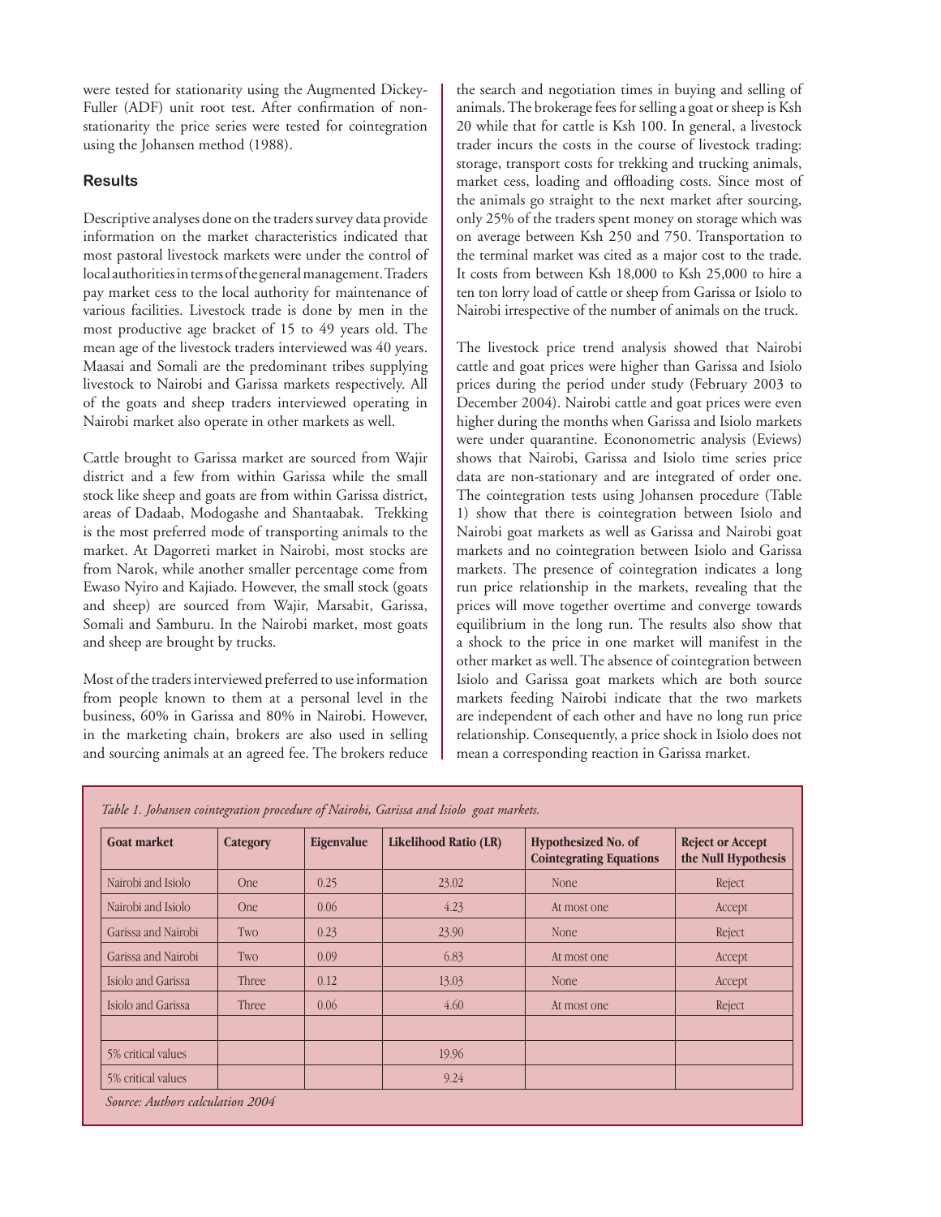were tested for stationarity using the Augmented Dickey-Fuller (ADF) unit root test. After confirmation of non-stationarity the price series were tested for cointegration using the Johansen method (1988).

### Results

Descriptive analyses done on the traders survey data provide information on the market characteristics indicated that most pastoral livestock markets were under the control of local authorities in terms of the general management. Traders pay market cess to the local authority for maintenance of various facilities. Livestock trade is done by men in the most productive age bracket of 15 to 49 years old. The mean age of the livestock traders interviewed was 40 years. Maasai and Somali are the predominant tribes supplying livestock to Nairobi and Garissa markets respectively. All of the goats and sheep traders interviewed operating in Nairobi market also operate in other markets as well.

Cattle brought to Garissa market are sourced from Wajir district and a few from within Garissa while the small stock like sheep and goats are from within Garissa district, areas of Dadaab, Modogashe and Shantaabak. Trekking is the most preferred mode of transporting animals to the market. At Dagorreti market in Nairobi, most stocks are from Narok, while another smaller percentage come from Ewaso Nyiro and Kajiado. However, the small stock (goats and sheep) are sourced from Wajir, Marsabit, Garissa, Somali and Samburu. In the Nairobi market, most goats and sheep are brought by trucks.

Most of the traders interviewed preferred to use information from people known to them at a personal level in the business, 60% in Garissa and 80% in Nairobi. However, in the marketing chain, brokers are also used in selling and sourcing animals at an agreed fee. The brokers reduce the search and negotiation times in buying and selling of animals. The brokerage fees for selling a goat or sheep is Ksh 20 while that for cattle is Ksh 100. In general, a livestock trader incurs the costs in the course of livestock trading: storage, transport costs for trekking and trucking animals, market cess, loading and offloading costs. Since most of the animals go straight to the next market after sourcing, only 25% of the traders spent money on storage which was on average between Ksh 250 and 750. Transportation to the terminal market was cited as a major cost to the trade. It costs from between Ksh 18,000 to Ksh 25,000 to hire a ten ton lorry load of cattle or sheep from Garissa or Isiolo to Nairobi irrespective of the number of animals on the truck.

The livestock price trend analysis showed that Nairobi cattle and goat prices were higher than Garissa and Isiolo prices during the period under study (February 2003 to December 2004). Nairobi cattle and goat prices were even higher during the months when Garissa and Isiolo markets were under quarantine. Econonometric analysis (Eviews) shows that Nairobi, Garissa and Isiolo time series price data are non-stationary and are integrated of order one. The cointegration tests using Johansen procedure (Table 1) show that there is cointegration between Isiolo and Nairobi goat markets as well as Garissa and Nairobi goat markets and no cointegration between Isiolo and Garissa markets. The presence of cointegration indicates a long run price relationship in the markets, revealing that the prices will move together overtime and converge towards equilibrium in the long run. The results also show that a shock to the price in one market will manifest in the other market as well. The absence of cointegration between Isiolo and Garissa goat markets which are both source markets feeding Nairobi indicate that the two markets are independent of each other and have no long run price relationship. Consequently, a price shock in Isiolo does not mean a corresponding reaction in Garissa market.

*Table 1. Johansen cointegration procedure of Nairobi, Garissa and Isiolo goat markets.*

| Goat market | Category | Eigenvalue | Likelihood Ratio (LR) | Hypothesized No. of Cointegrating Equations | Reject or Accept the Null Hypothesis |
|---|---|---|---|---|---|
| Nairobi and Isiolo | One | 0.25 | 23.02 | None | Reject |
| Nairobi and Isiolo | One | 0.06 | 4.23 | At most one | Accept |
| Garissa and Nairobi | Two | 0.23 | 23.90 | None | Reject |
| Garissa and Nairobi | Two | 0.09 | 6.83 | At most one | Accept |
| Isiolo and Garissa | Three | 0.12 | 13.03 | None | Accept |
| Isiolo and Garissa | Three | 0.06 | 4.60 | At most one | Reject |
| | | | | | |
| 5% critical values | | | 19.96 | | |
| 5% critical values | | | 9.24 | | |

*Source: Authors calculation 2004*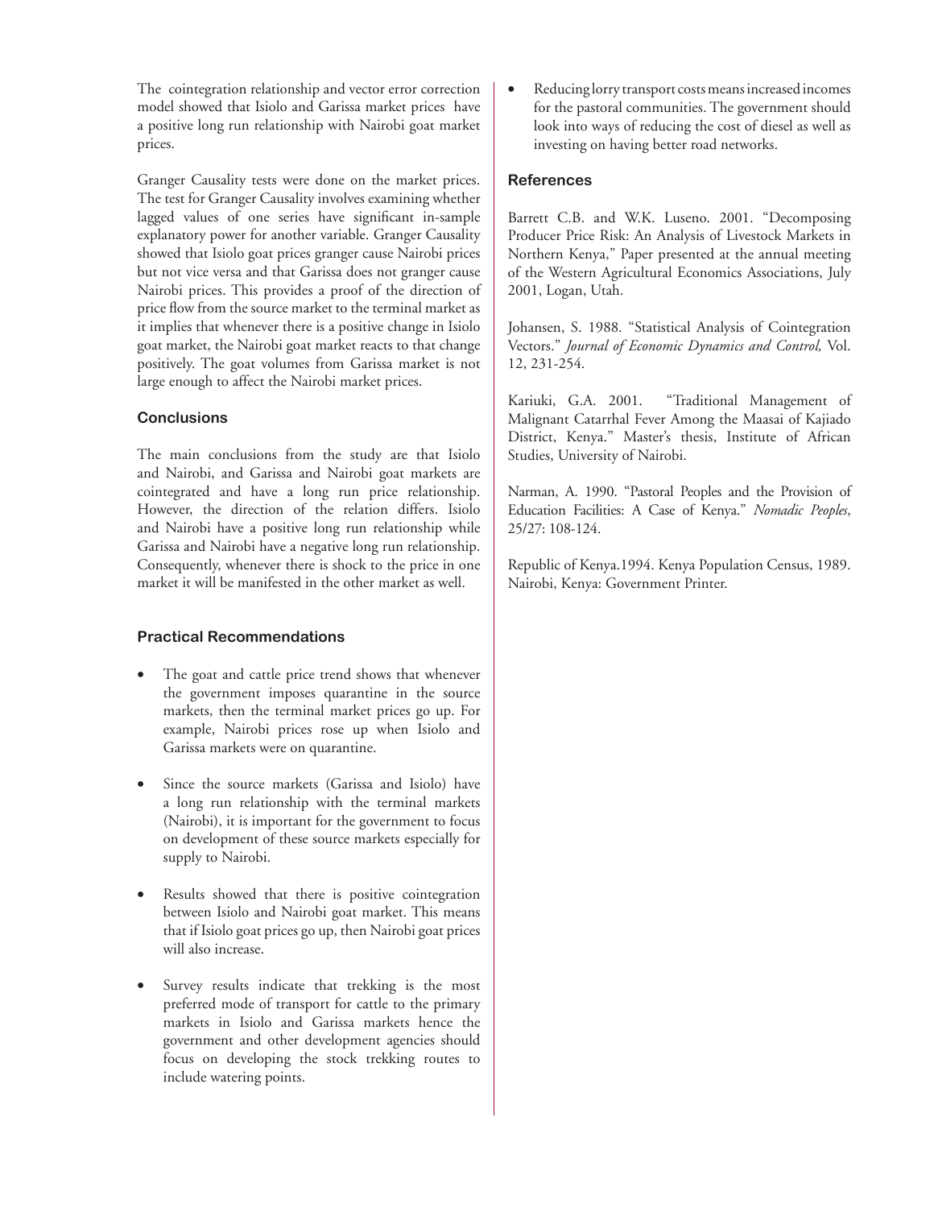The cointegration relationship and vector error correction model showed that Isiolo and Garissa market prices have a positive long run relationship with Nairobi goat market prices.

Granger Causality tests were done on the market prices. The test for Granger Causality involves examining whether lagged values of one series have significant in-sample explanatory power for another variable. Granger Causality showed that Isiolo goat prices granger cause Nairobi prices but not vice versa and that Garissa does not granger cause Nairobi prices. This provides a proof of the direction of price flow from the source market to the terminal market as it implies that whenever there is a positive change in Isiolo goat market, the Nairobi goat market reacts to that change positively. The goat volumes from Garissa market is not large enough to affect the Nairobi market prices.

### Conclusions

The main conclusions from the study are that Isiolo and Nairobi, and Garissa and Nairobi goat markets are cointegrated and have a long run price relationship. However, the direction of the relation differs. Isiolo and Nairobi have a positive long run relationship while Garissa and Nairobi have a negative long run relationship. Consequently, whenever there is shock to the price in one market it will be manifested in the other market as well.

### Practical Recommendations

- The goat and cattle price trend shows that whenever the government imposes quarantine in the source markets, then the terminal market prices go up. For example, Nairobi prices rose up when Isiolo and Garissa markets were on quarantine.
- Since the source markets (Garissa and Isiolo) have a long run relationship with the terminal markets (Nairobi), it is important for the government to focus on development of these source markets especially for supply to Nairobi.
- Results showed that there is positive cointegration between Isiolo and Nairobi goat market. This means that if Isiolo goat prices go up, then Nairobi goat prices will also increase.
- Survey results indicate that trekking is the most preferred mode of transport for cattle to the primary markets in Isiolo and Garissa markets hence the government and other development agencies should focus on developing the stock trekking routes to include watering points.
- Reducing lorry transport costs means increased incomes for the pastoral communities. The government should look into ways of reducing the cost of diesel as well as investing on having better road networks.

### References

Barrett C.B. and W.K. Luseno. 2001. "Decomposing Producer Price Risk: An Analysis of Livestock Markets in Northern Kenya," Paper presented at the annual meeting of the Western Agricultural Economics Associations, July 2001, Logan, Utah.

Johansen, S. 1988. "Statistical Analysis of Cointegration Vectors." *Journal of Economic Dynamics and Control,* Vol. 12, 231-254.

Kariuki, G.A. 2001. "Traditional Management of Malignant Catarrhal Fever Among the Maasai of Kajiado District, Kenya." Master's thesis, Institute of African Studies, University of Nairobi.

Narman, A. 1990. "Pastoral Peoples and the Provision of Education Facilities: A Case of Kenya." *Nomadic Peoples*, 25/27: 108-124.

Republic of Kenya.1994. Kenya Population Census, 1989. Nairobi, Kenya: Government Printer.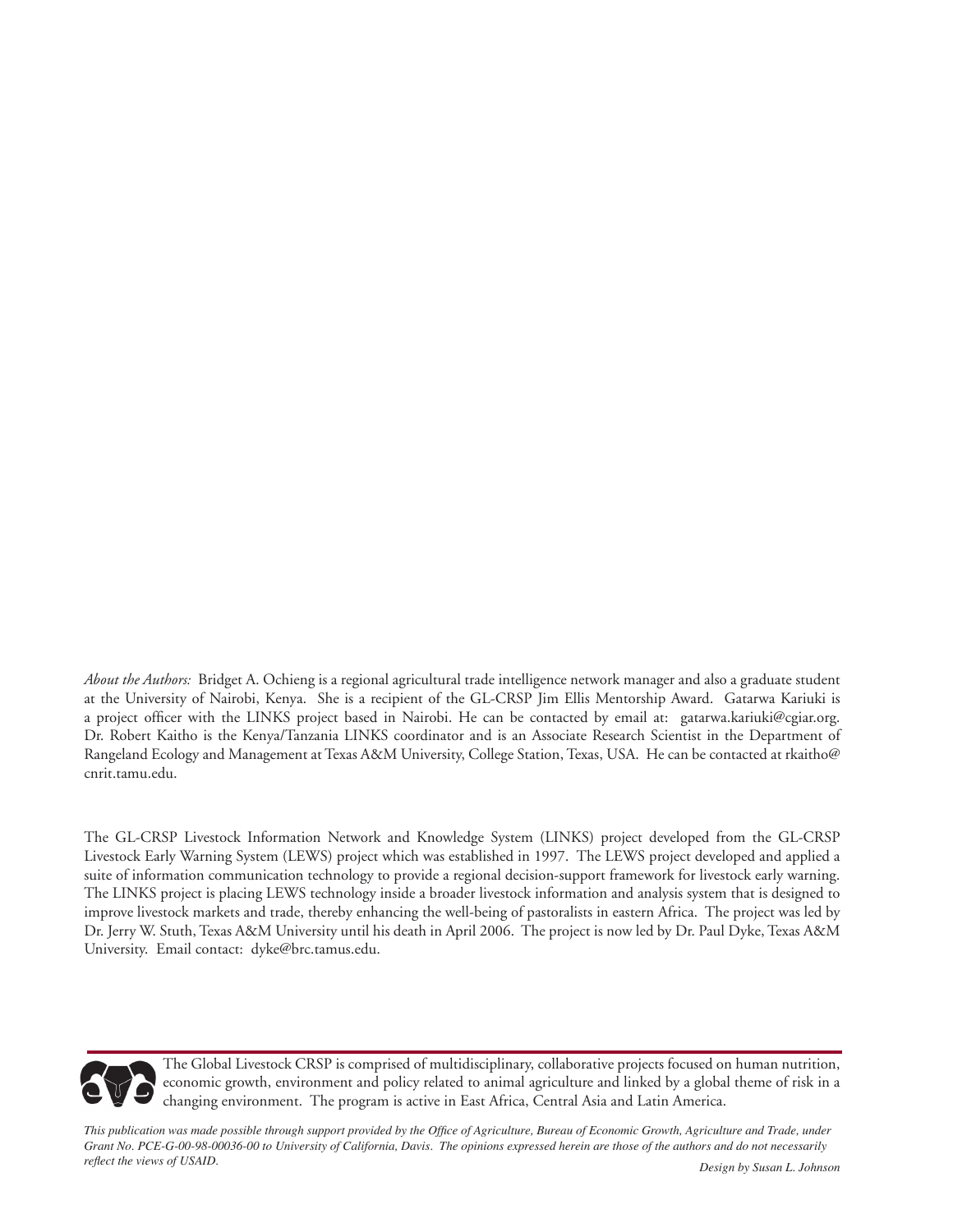*About the Authors:* Bridget A. Ochieng is a regional agricultural trade intelligence network manager and also a graduate student at the University of Nairobi, Kenya. She is a recipient of the GL-CRSP Jim Ellis Mentorship Award. Gatarwa Kariuki is a project officer with the LINKS project based in Nairobi. He can be contacted by email at: gatarwa.kariuki@cgiar.org. Dr. Robert Kaitho is the Kenya/Tanzania LINKS coordinator and is an Associate Research Scientist in the Department of Rangeland Ecology and Management at Texas A&M University, College Station, Texas, USA. He can be contacted at rkaitho@cnrit.tamu.edu.

The GL-CRSP Livestock Information Network and Knowledge System (LINKS) project developed from the GL-CRSP Livestock Early Warning System (LEWS) project which was established in 1997. The LEWS project developed and applied a suite of information communication technology to provide a regional decision-support framework for livestock early warning. The LINKS project is placing LEWS technology inside a broader livestock information and analysis system that is designed to improve livestock markets and trade, thereby enhancing the well-being of pastoralists in eastern Africa. The project was led by Dr. Jerry W. Stuth, Texas A&M University until his death in April 2006. The project is now led by Dr. Paul Dyke, Texas A&M University. Email contact: dyke@brc.tamus.edu.

The Global Livestock CRSP is comprised of multidisciplinary, collaborative projects focused on human nutrition, economic growth, environment and policy related to animal agriculture and linked by a global theme of risk in a changing environment. The program is active in East Africa, Central Asia and Latin America.

*This publication was made possible through support provided by the Office of Agriculture, Bureau of Economic Growth, Agriculture and Trade, under Grant No. PCE-G-00-98-00036-00 to University of California, Davis. The opinions expressed herein are those of the authors and do not necessarily reflect the views of USAID.*

*Design by Susan L. Johnson*